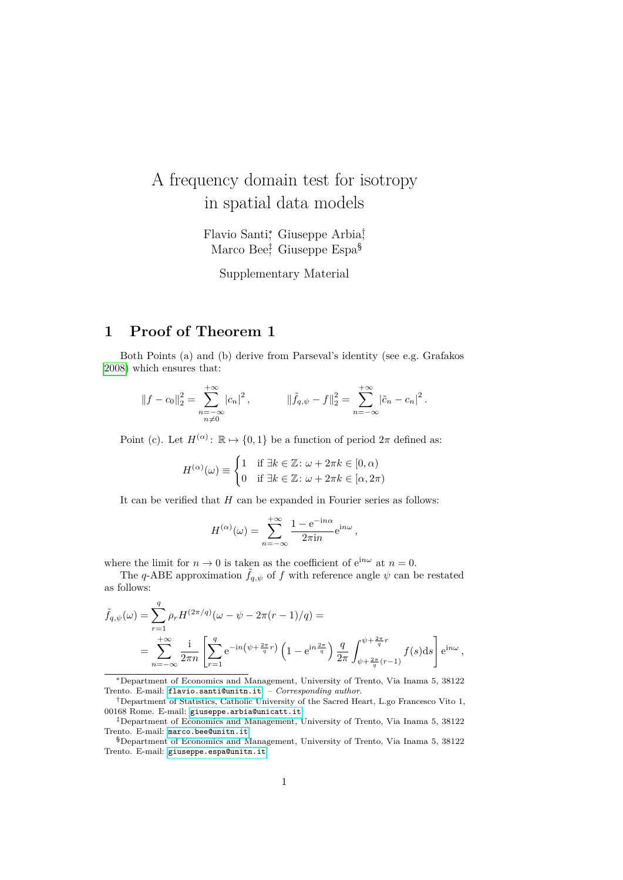# A frequency domain test for isotropy in spatial data models

Flavio Santi[*], Giuseppe Arbia[†], Marco Bee[‡], Giuseppe Espa[§]

Supplementary Material

## 1 Proof of Theorem 1

Both Points (a) and (b) derive from Parseval's identity (see e.g. Grafakos 2008) which ensures that:

$$\|f - c_0\|_2^2 = \sum_{\substack{n=-\infty \\ n\neq 0}}^{+\infty} |c_n|^2 \,, \qquad \|\tilde{f}_{q,\psi} - f\|_2^2 = \sum_{n=-\infty}^{+\infty} |\tilde{c}_n - c_n|^2 \,.$$

Point (c). Let $H^{(\alpha)} \colon \mathbb{R} \mapsto \{0, 1\}$ be a function of period $2\pi$ defined as:

$$H^{(\alpha)}(\omega) \equiv \begin{cases} 1 & \text{if } \exists k \in \mathbb{Z} \colon \omega + 2\pi k \in [0, \alpha) \\ 0 & \text{if } \exists k \in \mathbb{Z} \colon \omega + 2\pi k \in [\alpha, 2\pi) \end{cases}$$

It can be verified that $H$ can be expanded in Fourier series as follows:

$$H^{(\alpha)}(\omega) = \sum_{n=-\infty}^{+\infty} \frac{1 - \mathrm{e}^{-\mathrm{i}n\alpha}}{2\pi \mathrm{i}n} \mathrm{e}^{\mathrm{i}n\omega} \,,$$

where the limit for $n \to 0$ is taken as the coefficient of $\mathrm{e}^{\mathrm{i}n\omega}$ at $n = 0$.

The $q$-ABE approximation $\tilde{f}_{q,\psi}$ of $f$ with reference angle $\psi$ can be restated as follows:

$$\begin{aligned}
\tilde{f}_{q,\psi}(\omega) &= \sum_{r=1}^{q} \rho_r H^{(2\pi/q)}(\omega - \psi - 2\pi(r-1)/q) = \\
&= \sum_{n=-\infty}^{+\infty} \frac{\mathrm{i}}{2\pi n} \left[ \sum_{r=1}^{q} \mathrm{e}^{-\mathrm{i}n\left(\psi + \frac{2\pi}{q} r\right)} \left(1 - \mathrm{e}^{\mathrm{i}n\frac{2\pi}{q}}\right) \frac{q}{2\pi} \int_{\psi + \frac{2\pi}{q}(r-1)}^{\psi + \frac{2\pi}{q} r} f(s)\mathrm{d}s \right] \mathrm{e}^{\mathrm{i}n\omega} \,,
\end{aligned}$$

---

[*] Department of Economics and Management, University of Trento, Via Inama 5, 38122 Trento. E-mail: flavio.santi@unitn.it – *Corresponding author*.

[†] Department of Statistics, Catholic University of the Sacred Heart, L.go Francesco Vito 1, 00168 Rome. E-mail: giuseppe.arbia@unicatt.it

[‡] Department of Economics and Management, University of Trento, Via Inama 5, 38122 Trento. E-mail: marco.bee@unitn.it

[§] Department of Economics and Management, University of Trento, Via Inama 5, 38122 Trento. E-mail: giuseppe.espa@unitn.it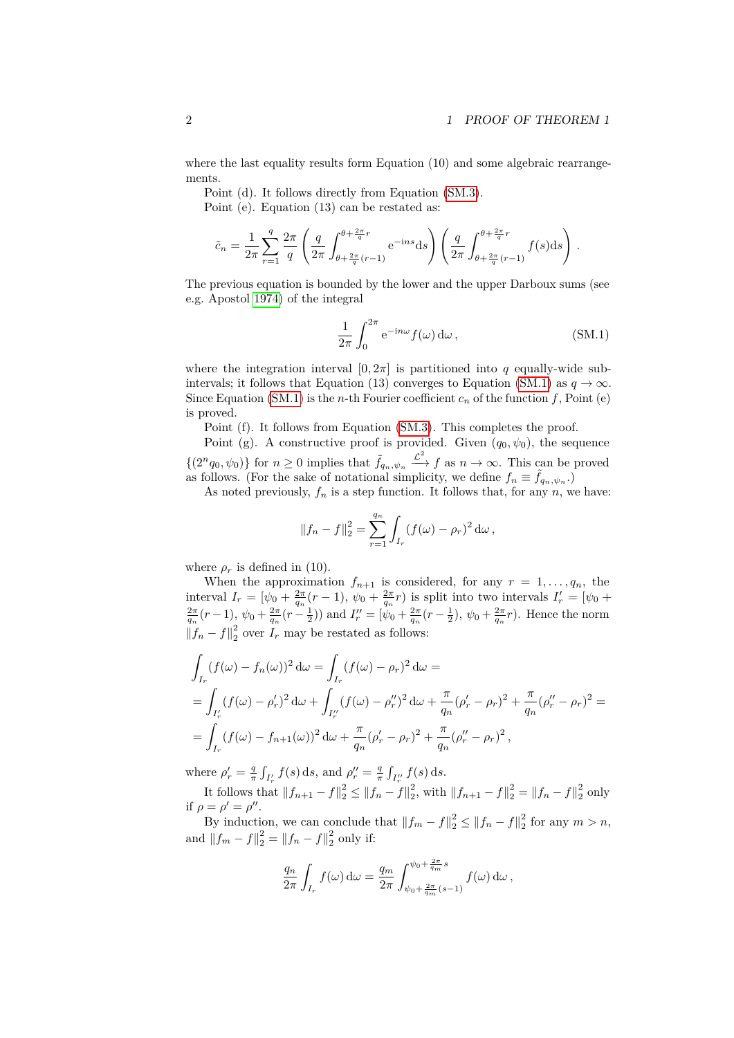where the last equality results form Equation (10) and some algebraic rearrangements.

Point (d). It follows directly from Equation (SM.3).

Point (e). Equation (13) can be restated as:

$$\tilde{c}_n = \frac{1}{2\pi}\sum_{r=1}^{q}\frac{2\pi}{q}\left(\frac{q}{2\pi}\int_{\theta+\frac{2\pi}{q}(r-1)}^{\theta+\frac{2\pi}{q}r}\mathrm{e}^{-ins}\mathrm{d}s\right)\left(\frac{q}{2\pi}\int_{\theta+\frac{2\pi}{q}(r-1)}^{\theta+\frac{2\pi}{q}r}f(s)\mathrm{d}s\right).$$

The previous equation is bounded by the lower and the upper Darboux sums (see e.g. Apostol 1974) of the integral

$$\frac{1}{2\pi}\int_0^{2\pi}\mathrm{e}^{-in\omega}f(\omega)\,\mathrm{d}\omega\,, \tag{SM.1}$$

where the integration interval $[0, 2\pi]$ is partitioned into $q$ equally-wide subintervals; it follows that Equation (13) converges to Equation (SM.1) as $q \to \infty$. Since Equation (SM.1) is the $n$-th Fourier coefficient $c_n$ of the function $f$, Point (e) is proved.

Point (f). It follows from Equation (SM.3). This completes the proof.

Point (g). A constructive proof is provided. Given $(q_0, \psi_0)$, the sequence $\{(2^n q_0, \psi_0)\}$ for $n \geq 0$ implies that $\tilde{f}_{q_n,\psi_n} \xrightarrow{\mathcal{L}^2} f$ as $n \to \infty$. This can be proved as follows. (For the sake of notational simplicity, we define $f_n \equiv \tilde{f}_{q_n,\psi_n}$.)

As noted previously, $f_n$ is a step function. It follows that, for any $n$, we have:

$$\|f_n - f\|_2^2 = \sum_{r=1}^{q_n}\int_{I_r}(f(\omega)-\rho_r)^2\,\mathrm{d}\omega\,,$$

where $\rho_r$ is defined in (10).

When the approximation $f_{n+1}$ is considered, for any $r = 1, \ldots, q_n$, the interval $I_r = [\psi_0 + \frac{2\pi}{q_n}(r-1),\, \psi_0 + \frac{2\pi}{q_n}r)$ is split into two intervals $I'_r = [\psi_0 + \frac{2\pi}{q_n}(r-1),\, \psi_0 + \frac{2\pi}{q_n}(r-\frac{1}{2}))$ and $I''_r = [\psi_0 + \frac{2\pi}{q_n}(r-\frac{1}{2}),\, \psi_0 + \frac{2\pi}{q_n}r)$. Hence the norm $\|f_n - f\|_2^2$ over $I_r$ may be restated as follows:

$$\begin{aligned}
&\int_{I_r}(f(\omega)-f_n(\omega))^2\,\mathrm{d}\omega = \int_{I_r}(f(\omega)-\rho_r)^2\,\mathrm{d}\omega = \\
&= \int_{I'_r}(f(\omega)-\rho'_r)^2\,\mathrm{d}\omega + \int_{I''_r}(f(\omega)-\rho''_r)^2\,\mathrm{d}\omega + \frac{\pi}{q_n}(\rho'_r-\rho_r)^2 + \frac{\pi}{q_n}(\rho''_r-\rho_r)^2 = \\
&= \int_{I_r}(f(\omega)-f_{n+1}(\omega))^2\,\mathrm{d}\omega + \frac{\pi}{q_n}(\rho'_r-\rho_r)^2 + \frac{\pi}{q_n}(\rho''_r-\rho_r)^2\,,
\end{aligned}$$

where $\rho'_r = \frac{q}{\pi}\int_{I'_r} f(s)\,\mathrm{d}s$, and $\rho''_r = \frac{q}{\pi}\int_{I''_r} f(s)\,\mathrm{d}s$.

It follows that $\|f_{n+1} - f\|_2^2 \leq \|f_n - f\|_2^2$, with $\|f_{n+1} - f\|_2^2 = \|f_n - f\|_2^2$ only if $\rho = \rho' = \rho''$.

By induction, we can conclude that $\|f_m - f\|_2^2 \leq \|f_n - f\|_2^2$ for any $m > n$, and $\|f_m - f\|_2^2 = \|f_n - f\|_2^2$ only if:

$$\frac{q_n}{2\pi}\int_{I_r} f(\omega)\,\mathrm{d}\omega = \frac{q_m}{2\pi}\int_{\psi_0+\frac{2\pi}{q_m}(s-1)}^{\psi_0+\frac{2\pi}{q_m}s} f(\omega)\,\mathrm{d}\omega\,,$$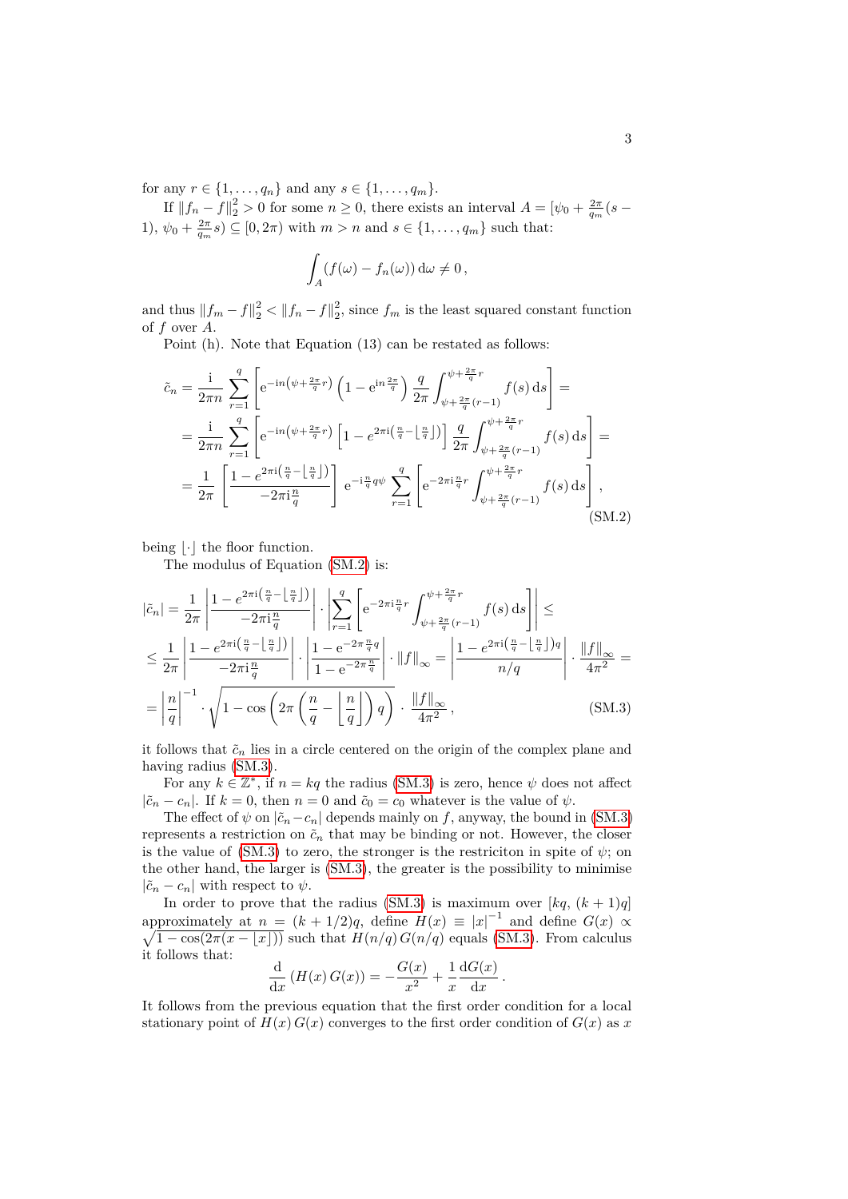for any $r \in \{1, \ldots, q_n\}$ and any $s \in \{1, \ldots, q_m\}$.

If $\|f_n - f\|_2^2 > 0$ for some $n \geq 0$, there exists an interval $A = [\psi_0 + \frac{2\pi}{q_m}(s - 1),\ \psi_0 + \frac{2\pi}{q_m}s) \subseteq [0, 2\pi)$ with $m > n$ and $s \in \{1, \ldots, q_m\}$ such that:

$$\int_A (f(\omega) - f_n(\omega))\, \mathrm{d}\omega \neq 0\,,$$

and thus $\|f_m - f\|_2^2 < \|f_n - f\|_2^2$, since $f_m$ is the least squared constant function of $f$ over $A$.

Point (h). Note that Equation (13) can be restated as follows:

$$\begin{aligned}
\tilde{c}_n &= \frac{\mathrm{i}}{2\pi n} \sum_{r=1}^{q} \left[ \mathrm{e}^{-\mathrm{i}n\left(\psi + \frac{2\pi}{q} r\right)} \left(1 - \mathrm{e}^{\mathrm{i}n\frac{2\pi}{q}}\right) \frac{q}{2\pi} \int_{\psi + \frac{2\pi}{q}(r-1)}^{\psi + \frac{2\pi}{q} r} f(s)\, \mathrm{d}s \right] = \\
&= \frac{\mathrm{i}}{2\pi n} \sum_{r=1}^{q} \left[ \mathrm{e}^{-\mathrm{i}n\left(\psi + \frac{2\pi}{q} r\right)} \left[1 - e^{2\pi \mathrm{i}\left(\frac{n}{q} - \lfloor \frac{n}{q} \rfloor\right)}\right] \frac{q}{2\pi} \int_{\psi + \frac{2\pi}{q}(r-1)}^{\psi + \frac{2\pi}{q} r} f(s)\, \mathrm{d}s \right] = \\
&= \frac{1}{2\pi} \left[ \frac{1 - e^{2\pi \mathrm{i}\left(\frac{n}{q} - \lfloor \frac{n}{q} \rfloor\right)}}{-2\pi \mathrm{i}\frac{n}{q}} \right] \mathrm{e}^{-\mathrm{i}\frac{n}{q} q \psi} \sum_{r=1}^{q} \left[ \mathrm{e}^{-2\pi \mathrm{i}\frac{n}{q} r} \int_{\psi + \frac{2\pi}{q}(r-1)}^{\psi + \frac{2\pi}{q} r} f(s)\, \mathrm{d}s \right],
\end{aligned} \tag{SM.2}$$

being $\lfloor \cdot \rfloor$ the floor function.

The modulus of Equation (SM.2) is:

$$\begin{aligned}
|\tilde{c}_n| &= \frac{1}{2\pi} \left| \frac{1 - e^{2\pi \mathrm{i}\left(\frac{n}{q} - \lfloor \frac{n}{q} \rfloor\right)}}{-2\pi \mathrm{i}\frac{n}{q}} \right| \cdot \left| \sum_{r=1}^{q} \left[ \mathrm{e}^{-2\pi \mathrm{i}\frac{n}{q} r} \int_{\psi + \frac{2\pi}{q}(r-1)}^{\psi + \frac{2\pi}{q} r} f(s)\, \mathrm{d}s \right] \right| \leq \\
&\leq \frac{1}{2\pi} \left| \frac{1 - e^{2\pi \mathrm{i}\left(\frac{n}{q} - \lfloor \frac{n}{q} \rfloor\right)}}{-2\pi \mathrm{i}\frac{n}{q}} \right| \cdot \left| \frac{1 - \mathrm{e}^{-2\pi \frac{n}{q} q}}{1 - \mathrm{e}^{-2\pi \frac{n}{q}}} \right| \cdot \|f\|_\infty = \left| \frac{1 - e^{2\pi \mathrm{i}\left(\frac{n}{q} - \lfloor \frac{n}{q} \rfloor\right) q}}{n/q} \right| \cdot \frac{\|f\|_\infty}{4\pi^2} = \\
&= \left| \frac{n}{q} \right|^{-1} \cdot \sqrt{1 - \cos\left(2\pi \left(\frac{n}{q} - \left\lfloor \frac{n}{q} \right\rfloor\right) q\right)} \cdot \frac{\|f\|_\infty}{4\pi^2}\,,
\end{aligned} \tag{SM.3}$$

it follows that $\tilde{c}_n$ lies in a circle centered on the origin of the complex plane and having radius (SM.3).

For any $k \in \mathbb{Z}^*$, if $n = kq$ the radius (SM.3) is zero, hence $\psi$ does not affect $|\tilde{c}_n - c_n|$. If $k = 0$, then $n = 0$ and $\tilde{c}_0 = c_0$ whatever is the value of $\psi$.

The effect of $\psi$ on $|\tilde{c}_n - c_n|$ depends mainly on $f$, anyway, the bound in (SM.3) represents a restriction on $\tilde{c}_n$ that may be binding or not. However, the closer is the value of (SM.3) to zero, the stronger is the restriciton in spite of $\psi$; on the other hand, the larger is (SM.3), the greater is the possibility to minimise $|\tilde{c}_n - c_n|$ with respect to $\psi$.

In order to prove that the radius (SM.3) is maximum over $[kq,\ (k+1)q]$ approximately at $n = (k + 1/2)q$, define $H(x) \equiv |x|^{-1}$ and define $G(x) \propto \sqrt{1 - \cos(2\pi(x - \lfloor x \rfloor))}$ such that $H(n/q)\, G(n/q)$ equals (SM.3). From calculus it follows that:

$$\frac{\mathrm{d}}{\mathrm{d}x} \left( H(x)\, G(x) \right) = -\frac{G(x)}{x^2} + \frac{1}{x} \frac{\mathrm{d}G(x)}{\mathrm{d}x}\,.$$

It follows from the previous equation that the first order condition for a local stationary point of $H(x)\, G(x)$ converges to the first order condition of $G(x)$ as $x$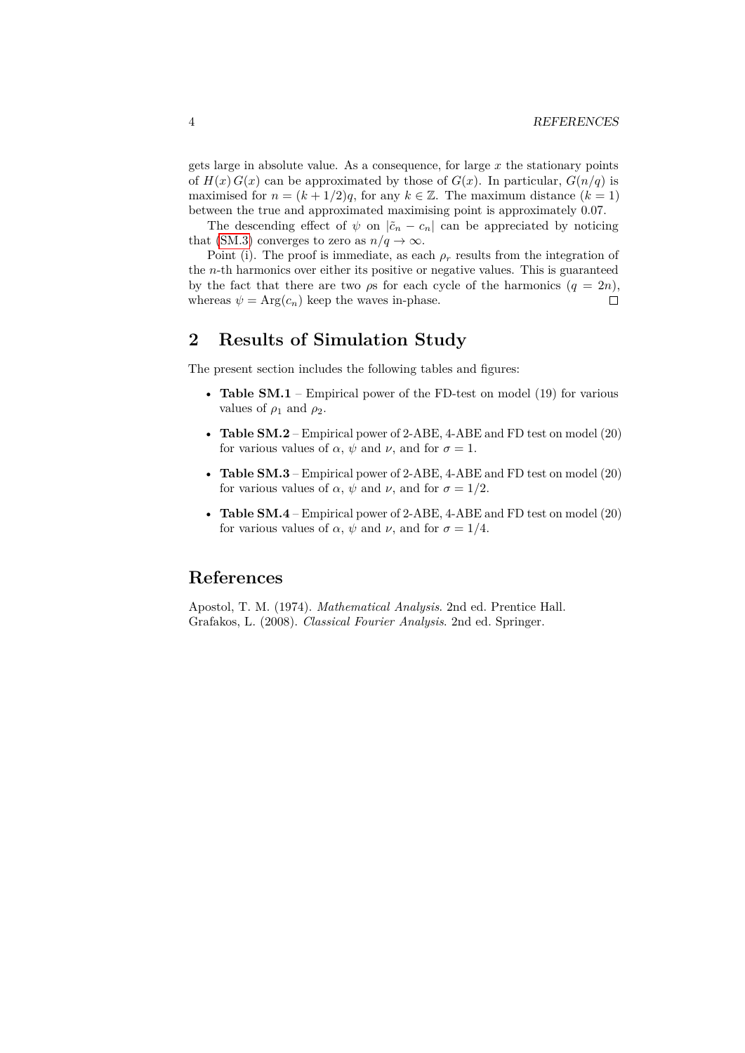gets large in absolute value. As a consequence, for large $x$ the stationary points of $H(x)\,G(x)$ can be approximated by those of $G(x)$. In particular, $G(n/q)$ is maximised for $n = (k + 1/2)q$, for any $k \in \mathbb{Z}$. The maximum distance ($k = 1$) between the true and approximated maximising point is approximately 0.07.

The descending effect of $\psi$ on $|\tilde{c}_n - c_n|$ can be appreciated by noticing that (SM.3) converges to zero as $n/q \to \infty$.

Point (i). The proof is immediate, as each $\rho_r$ results from the integration of the $n$-th harmonics over either its positive or negative values. This is guaranteed by the fact that there are two $\rho$s for each cycle of the harmonics ($q = 2n$), whereas $\psi = \mathrm{Arg}(c_n)$ keep the waves in-phase. □

## 2 Results of Simulation Study

The present section includes the following tables and figures:

- **Table SM.1** – Empirical power of the FD-test on model (19) for various values of $\rho_1$ and $\rho_2$.
- **Table SM.2** – Empirical power of 2-ABE, 4-ABE and FD test on model (20) for various values of $\alpha$, $\psi$ and $\nu$, and for $\sigma = 1$.
- **Table SM.3** – Empirical power of 2-ABE, 4-ABE and FD test on model (20) for various values of $\alpha$, $\psi$ and $\nu$, and for $\sigma = 1/2$.
- **Table SM.4** – Empirical power of 2-ABE, 4-ABE and FD test on model (20) for various values of $\alpha$, $\psi$ and $\nu$, and for $\sigma = 1/4$.

## References

Apostol, T. M. (1974). *Mathematical Analysis*. 2nd ed. Prentice Hall.
Grafakos, L. (2008). *Classical Fourier Analysis*. 2nd ed. Springer.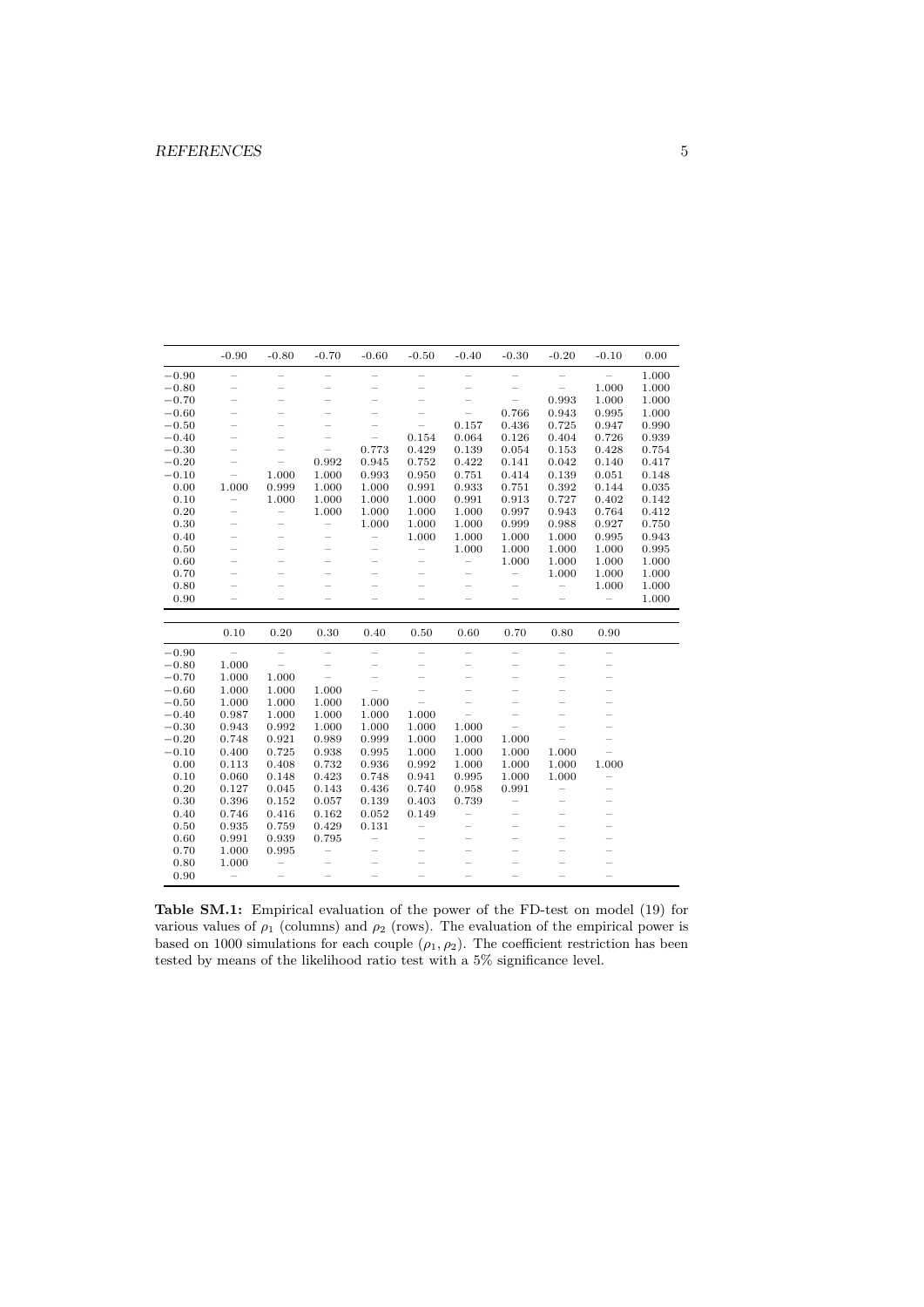| | -0.90 | -0.80 | -0.70 | -0.60 | -0.50 | -0.40 | -0.30 | -0.20 | -0.10 | 0.00 |
|---|---|---|---|---|---|---|---|---|---|---|
| −0.90 | – | – | – | – | – | – | – | – | – | 1.000 |
| −0.80 | – | – | – | – | – | – | – | – | 1.000 | 1.000 |
| −0.70 | – | – | – | – | – | – | – | 0.993 | 1.000 | 1.000 |
| −0.60 | – | – | – | – | – | – | 0.766 | 0.943 | 0.995 | 1.000 |
| −0.50 | – | – | – | – | – | 0.157 | 0.436 | 0.725 | 0.947 | 0.990 |
| −0.40 | – | – | – | – | 0.154 | 0.064 | 0.126 | 0.404 | 0.726 | 0.939 |
| −0.30 | – | – | – | 0.773 | 0.429 | 0.139 | 0.054 | 0.153 | 0.428 | 0.754 |
| −0.20 | – | – | 0.992 | 0.945 | 0.752 | 0.422 | 0.141 | 0.042 | 0.140 | 0.417 |
| −0.10 | – | 1.000 | 1.000 | 0.993 | 0.950 | 0.751 | 0.414 | 0.139 | 0.051 | 0.148 |
| 0.00 | 1.000 | 0.999 | 1.000 | 1.000 | 0.991 | 0.933 | 0.751 | 0.392 | 0.144 | 0.035 |
| 0.10 | – | 1.000 | 1.000 | 1.000 | 1.000 | 0.991 | 0.913 | 0.727 | 0.402 | 0.142 |
| 0.20 | – | – | 1.000 | 1.000 | 1.000 | 1.000 | 0.997 | 0.943 | 0.764 | 0.412 |
| 0.30 | – | – | – | 1.000 | 1.000 | 1.000 | 0.999 | 0.988 | 0.927 | 0.750 |
| 0.40 | – | – | – | – | 1.000 | 1.000 | 1.000 | 1.000 | 0.995 | 0.943 |
| 0.50 | – | – | – | – | – | 1.000 | 1.000 | 1.000 | 1.000 | 0.995 |
| 0.60 | – | – | – | – | – | – | 1.000 | 1.000 | 1.000 | 1.000 |
| 0.70 | – | – | – | – | – | – | – | 1.000 | 1.000 | 1.000 |
| 0.80 | – | – | – | – | – | – | – | – | 1.000 | 1.000 |
| 0.90 | – | – | – | – | – | – | – | – | – | 1.000 |

| | 0.10 | 0.20 | 0.30 | 0.40 | 0.50 | 0.60 | 0.70 | 0.80 | 0.90 |
|---|---|---|---|---|---|---|---|---|---|
| −0.90 | – | – | – | – | – | – | – | – | – |
| −0.80 | 1.000 | – | – | – | – | – | – | – | – |
| −0.70 | 1.000 | 1.000 | – | – | – | – | – | – | – |
| −0.60 | 1.000 | 1.000 | 1.000 | – | – | – | – | – | – |
| −0.50 | 1.000 | 1.000 | 1.000 | 1.000 | – | – | – | – | – |
| −0.40 | 0.987 | 1.000 | 1.000 | 1.000 | 1.000 | – | – | – | – |
| −0.30 | 0.943 | 0.992 | 1.000 | 1.000 | 1.000 | 1.000 | – | – | – |
| −0.20 | 0.748 | 0.921 | 0.989 | 0.999 | 1.000 | 1.000 | 1.000 | – | – |
| −0.10 | 0.400 | 0.725 | 0.938 | 0.995 | 1.000 | 1.000 | 1.000 | 1.000 | – |
| 0.00 | 0.113 | 0.408 | 0.732 | 0.936 | 0.992 | 1.000 | 1.000 | 1.000 | 1.000 |
| 0.10 | 0.060 | 0.148 | 0.423 | 0.748 | 0.941 | 0.995 | 1.000 | 1.000 | – |
| 0.20 | 0.127 | 0.045 | 0.143 | 0.436 | 0.740 | 0.958 | 0.991 | – | – |
| 0.30 | 0.396 | 0.152 | 0.057 | 0.139 | 0.403 | 0.739 | – | – | – |
| 0.40 | 0.746 | 0.416 | 0.162 | 0.052 | 0.149 | – | – | – | – |
| 0.50 | 0.935 | 0.759 | 0.429 | 0.131 | – | – | – | – | – |
| 0.60 | 0.991 | 0.939 | 0.795 | – | – | – | – | – | – |
| 0.70 | 1.000 | 0.995 | – | – | – | – | – | – | – |
| 0.80 | 1.000 | – | – | – | – | – | – | – | – |
| 0.90 | – | – | – | – | – | – | – | – | – |

**Table SM.1:** Empirical evaluation of the power of the FD-test on model (19) for various values of $\rho_1$ (columns) and $\rho_2$ (rows). The evaluation of the empirical power is based on 1000 simulations for each couple $(\rho_1, \rho_2)$. The coefficient restriction has been tested by means of the likelihood ratio test with a 5% significance level.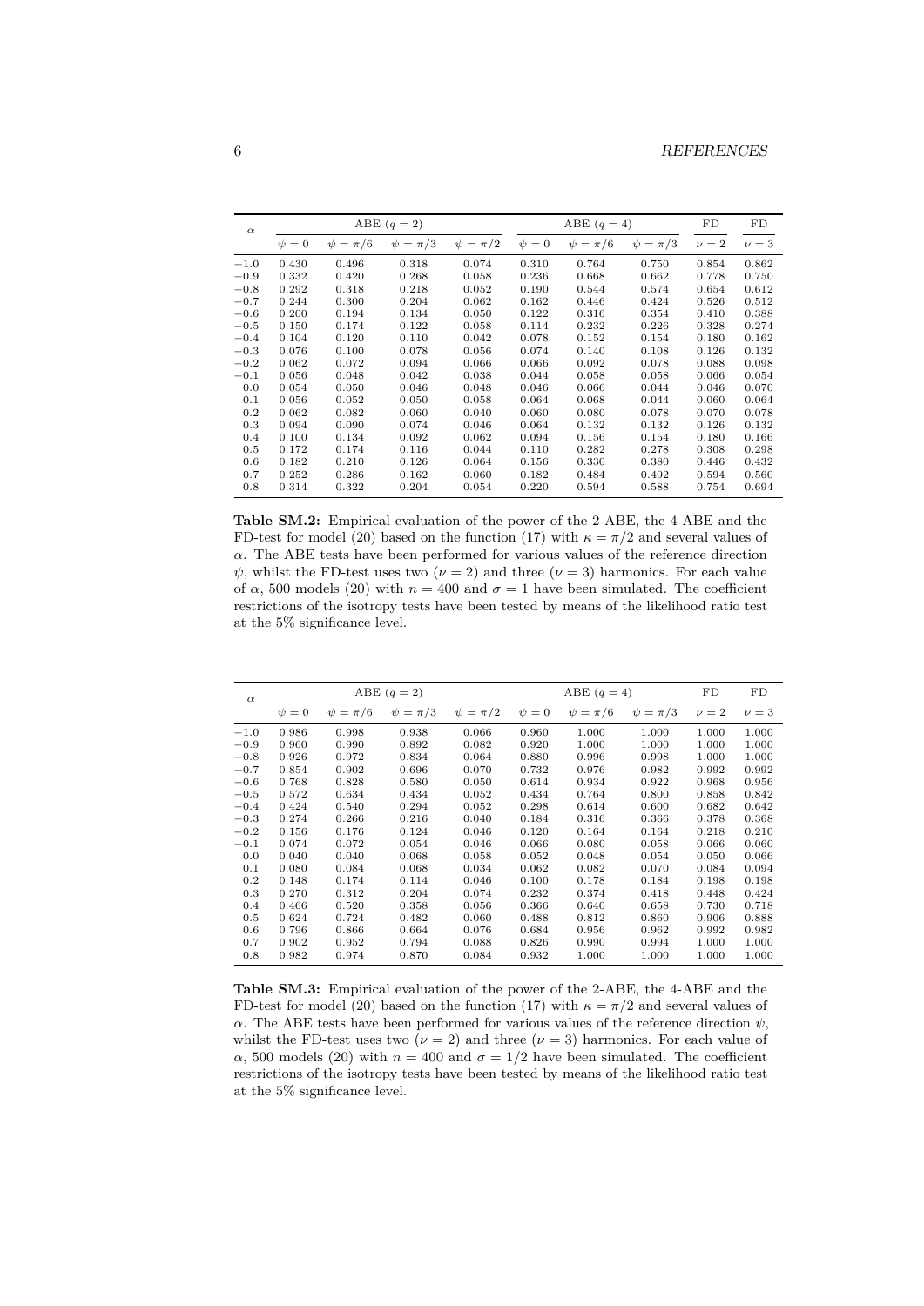| $\alpha$ | ABE ($q=2$) | | | | ABE ($q=4$) | | | FD | FD |
|---|---|---|---|---|---|---|---|---|---|
| | $\psi=0$ | $\psi=\pi/6$ | $\psi=\pi/3$ | $\psi=\pi/2$ | $\psi=0$ | $\psi=\pi/6$ | $\psi=\pi/3$ | $\nu=2$ | $\nu=3$ |
| $-1.0$ | 0.430 | 0.496 | 0.318 | 0.074 | 0.310 | 0.764 | 0.750 | 0.854 | 0.862 |
| $-0.9$ | 0.332 | 0.420 | 0.268 | 0.058 | 0.236 | 0.668 | 0.662 | 0.778 | 0.750 |
| $-0.8$ | 0.292 | 0.318 | 0.218 | 0.052 | 0.190 | 0.544 | 0.574 | 0.654 | 0.612 |
| $-0.7$ | 0.244 | 0.300 | 0.204 | 0.062 | 0.162 | 0.446 | 0.424 | 0.526 | 0.512 |
| $-0.6$ | 0.200 | 0.194 | 0.134 | 0.050 | 0.122 | 0.316 | 0.354 | 0.410 | 0.388 |
| $-0.5$ | 0.150 | 0.174 | 0.122 | 0.058 | 0.114 | 0.232 | 0.226 | 0.328 | 0.274 |
| $-0.4$ | 0.104 | 0.120 | 0.110 | 0.042 | 0.078 | 0.152 | 0.154 | 0.180 | 0.162 |
| $-0.3$ | 0.076 | 0.100 | 0.078 | 0.056 | 0.074 | 0.140 | 0.108 | 0.126 | 0.132 |
| $-0.2$ | 0.062 | 0.072 | 0.094 | 0.066 | 0.066 | 0.092 | 0.078 | 0.088 | 0.098 |
| $-0.1$ | 0.056 | 0.048 | 0.042 | 0.038 | 0.044 | 0.058 | 0.058 | 0.066 | 0.054 |
| 0.0 | 0.054 | 0.050 | 0.046 | 0.048 | 0.046 | 0.066 | 0.044 | 0.046 | 0.070 |
| 0.1 | 0.056 | 0.052 | 0.050 | 0.058 | 0.064 | 0.068 | 0.044 | 0.060 | 0.064 |
| 0.2 | 0.062 | 0.082 | 0.060 | 0.040 | 0.060 | 0.080 | 0.078 | 0.070 | 0.078 |
| 0.3 | 0.094 | 0.090 | 0.074 | 0.046 | 0.064 | 0.132 | 0.132 | 0.126 | 0.132 |
| 0.4 | 0.100 | 0.134 | 0.092 | 0.062 | 0.094 | 0.156 | 0.154 | 0.180 | 0.166 |
| 0.5 | 0.172 | 0.174 | 0.116 | 0.044 | 0.110 | 0.282 | 0.278 | 0.308 | 0.298 |
| 0.6 | 0.182 | 0.210 | 0.126 | 0.064 | 0.156 | 0.330 | 0.380 | 0.446 | 0.432 |
| 0.7 | 0.252 | 0.286 | 0.162 | 0.060 | 0.182 | 0.484 | 0.492 | 0.594 | 0.560 |
| 0.8 | 0.314 | 0.322 | 0.204 | 0.054 | 0.220 | 0.594 | 0.588 | 0.754 | 0.694 |

**Table SM.2:** Empirical evaluation of the power of the 2-ABE, the 4-ABE and the FD-test for model (20) based on the function (17) with $\kappa = \pi/2$ and several values of $\alpha$. The ABE tests have been performed for various values of the reference direction $\psi$, whilst the FD-test uses two ($\nu = 2$) and three ($\nu = 3$) harmonics. For each value of $\alpha$, 500 models (20) with $n = 400$ and $\sigma = 1$ have been simulated. The coefficient restrictions of the isotropy tests have been tested by means of the likelihood ratio test at the 5% significance level.

| $\alpha$ | ABE ($q=2$) | | | | ABE ($q=4$) | | | FD | FD |
|---|---|---|---|---|---|---|---|---|---|
| | $\psi=0$ | $\psi=\pi/6$ | $\psi=\pi/3$ | $\psi=\pi/2$ | $\psi=0$ | $\psi=\pi/6$ | $\psi=\pi/3$ | $\nu=2$ | $\nu=3$ |
| $-1.0$ | 0.986 | 0.998 | 0.938 | 0.066 | 0.960 | 1.000 | 1.000 | 1.000 | 1.000 |
| $-0.9$ | 0.960 | 0.990 | 0.892 | 0.082 | 0.920 | 1.000 | 1.000 | 1.000 | 1.000 |
| $-0.8$ | 0.926 | 0.972 | 0.834 | 0.064 | 0.880 | 0.996 | 0.998 | 1.000 | 1.000 |
| $-0.7$ | 0.854 | 0.902 | 0.696 | 0.070 | 0.732 | 0.976 | 0.982 | 0.992 | 0.992 |
| $-0.6$ | 0.768 | 0.828 | 0.580 | 0.050 | 0.614 | 0.934 | 0.922 | 0.968 | 0.956 |
| $-0.5$ | 0.572 | 0.634 | 0.434 | 0.052 | 0.434 | 0.764 | 0.800 | 0.858 | 0.842 |
| $-0.4$ | 0.424 | 0.540 | 0.294 | 0.052 | 0.298 | 0.614 | 0.600 | 0.682 | 0.642 |
| $-0.3$ | 0.274 | 0.266 | 0.216 | 0.040 | 0.184 | 0.316 | 0.366 | 0.378 | 0.368 |
| $-0.2$ | 0.156 | 0.176 | 0.124 | 0.046 | 0.120 | 0.164 | 0.164 | 0.218 | 0.210 |
| $-0.1$ | 0.074 | 0.072 | 0.054 | 0.046 | 0.066 | 0.080 | 0.058 | 0.066 | 0.060 |
| 0.0 | 0.040 | 0.040 | 0.068 | 0.058 | 0.052 | 0.048 | 0.054 | 0.050 | 0.066 |
| 0.1 | 0.080 | 0.084 | 0.068 | 0.034 | 0.062 | 0.082 | 0.070 | 0.084 | 0.094 |
| 0.2 | 0.148 | 0.174 | 0.114 | 0.046 | 0.100 | 0.178 | 0.184 | 0.198 | 0.198 |
| 0.3 | 0.270 | 0.312 | 0.204 | 0.074 | 0.232 | 0.374 | 0.418 | 0.448 | 0.424 |
| 0.4 | 0.466 | 0.520 | 0.358 | 0.056 | 0.366 | 0.640 | 0.658 | 0.730 | 0.718 |
| 0.5 | 0.624 | 0.724 | 0.482 | 0.060 | 0.488 | 0.812 | 0.860 | 0.906 | 0.888 |
| 0.6 | 0.796 | 0.866 | 0.664 | 0.076 | 0.684 | 0.956 | 0.962 | 0.992 | 0.982 |
| 0.7 | 0.902 | 0.952 | 0.794 | 0.088 | 0.826 | 0.990 | 0.994 | 1.000 | 1.000 |
| 0.8 | 0.982 | 0.974 | 0.870 | 0.084 | 0.932 | 1.000 | 1.000 | 1.000 | 1.000 |

**Table SM.3:** Empirical evaluation of the power of the 2-ABE, the 4-ABE and the FD-test for model (20) based on the function (17) with $\kappa = \pi/2$ and several values of $\alpha$. The ABE tests have been performed for various values of the reference direction $\psi$, whilst the FD-test uses two ($\nu = 2$) and three ($\nu = 3$) harmonics. For each value of $\alpha$, 500 models (20) with $n = 400$ and $\sigma = 1/2$ have been simulated. The coefficient restrictions of the isotropy tests have been tested by means of the likelihood ratio test at the 5% significance level.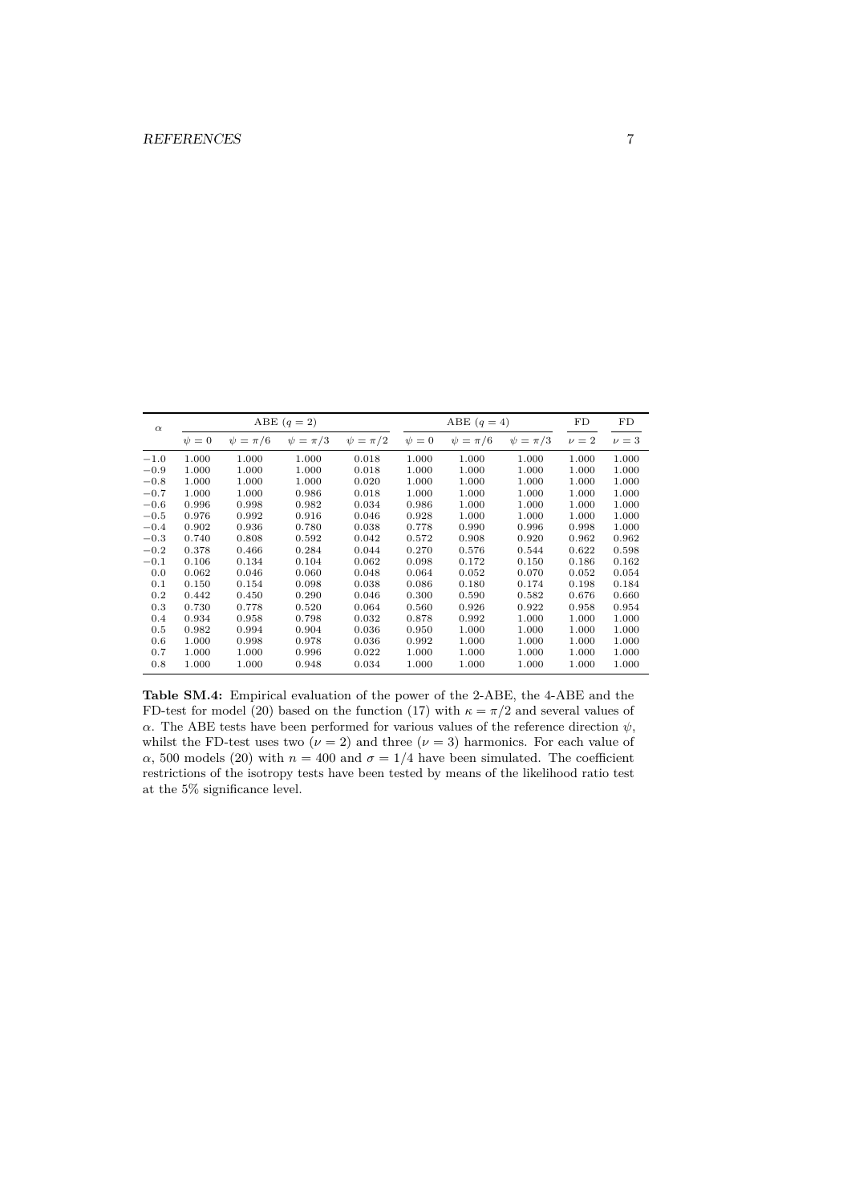| $\alpha$ | ABE ($q = 2$) | | | | ABE ($q = 4$) | | | FD | FD |
|---|---|---|---|---|---|---|---|---|---|
| | $\psi = 0$ | $\psi = \pi/6$ | $\psi = \pi/3$ | $\psi = \pi/2$ | $\psi = 0$ | $\psi = \pi/6$ | $\psi = \pi/3$ | $\nu = 2$ | $\nu = 3$ |
| $-1.0$ | 1.000 | 1.000 | 1.000 | 0.018 | 1.000 | 1.000 | 1.000 | 1.000 | 1.000 |
| $-0.9$ | 1.000 | 1.000 | 1.000 | 0.018 | 1.000 | 1.000 | 1.000 | 1.000 | 1.000 |
| $-0.8$ | 1.000 | 1.000 | 1.000 | 0.020 | 1.000 | 1.000 | 1.000 | 1.000 | 1.000 |
| $-0.7$ | 1.000 | 1.000 | 0.986 | 0.018 | 1.000 | 1.000 | 1.000 | 1.000 | 1.000 |
| $-0.6$ | 0.996 | 0.998 | 0.982 | 0.034 | 0.986 | 1.000 | 1.000 | 1.000 | 1.000 |
| $-0.5$ | 0.976 | 0.992 | 0.916 | 0.046 | 0.928 | 1.000 | 1.000 | 1.000 | 1.000 |
| $-0.4$ | 0.902 | 0.936 | 0.780 | 0.038 | 0.778 | 0.990 | 0.996 | 0.998 | 1.000 |
| $-0.3$ | 0.740 | 0.808 | 0.592 | 0.042 | 0.572 | 0.908 | 0.920 | 0.962 | 0.962 |
| $-0.2$ | 0.378 | 0.466 | 0.284 | 0.044 | 0.270 | 0.576 | 0.544 | 0.622 | 0.598 |
| $-0.1$ | 0.106 | 0.134 | 0.104 | 0.062 | 0.098 | 0.172 | 0.150 | 0.186 | 0.162 |
| 0.0 | 0.062 | 0.046 | 0.060 | 0.048 | 0.064 | 0.052 | 0.070 | 0.052 | 0.054 |
| 0.1 | 0.150 | 0.154 | 0.098 | 0.038 | 0.086 | 0.180 | 0.174 | 0.198 | 0.184 |
| 0.2 | 0.442 | 0.450 | 0.290 | 0.046 | 0.300 | 0.590 | 0.582 | 0.676 | 0.660 |
| 0.3 | 0.730 | 0.778 | 0.520 | 0.064 | 0.560 | 0.926 | 0.922 | 0.958 | 0.954 |
| 0.4 | 0.934 | 0.958 | 0.798 | 0.032 | 0.878 | 0.992 | 1.000 | 1.000 | 1.000 |
| 0.5 | 0.982 | 0.994 | 0.904 | 0.036 | 0.950 | 1.000 | 1.000 | 1.000 | 1.000 |
| 0.6 | 1.000 | 0.998 | 0.978 | 0.036 | 0.992 | 1.000 | 1.000 | 1.000 | 1.000 |
| 0.7 | 1.000 | 1.000 | 0.996 | 0.022 | 1.000 | 1.000 | 1.000 | 1.000 | 1.000 |
| 0.8 | 1.000 | 1.000 | 0.948 | 0.034 | 1.000 | 1.000 | 1.000 | 1.000 | 1.000 |

**Table SM.4:** Empirical evaluation of the power of the 2-ABE, the 4-ABE and the FD-test for model (20) based on the function (17) with $\kappa = \pi/2$ and several values of $\alpha$. The ABE tests have been performed for various values of the reference direction $\psi$, whilst the FD-test uses two ($\nu = 2$) and three ($\nu = 3$) harmonics. For each value of $\alpha$, 500 models (20) with $n = 400$ and $\sigma = 1/4$ have been simulated. The coefficient restrictions of the isotropy tests have been tested by means of the likelihood ratio test at the 5% significance level.